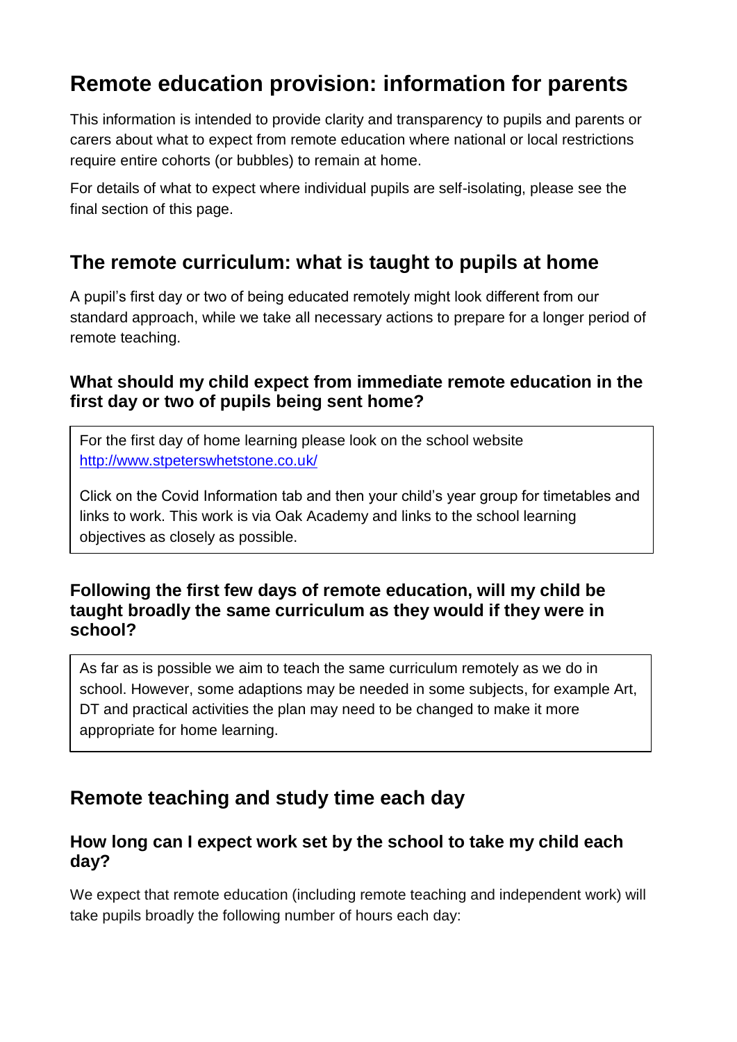# Remote education provision: information for parents

This information is intended to provide clarity and transparency to pupils and parents or carers about what to expect from remote education where national or local restrictions require entire cohorts (or bubbles) to remain at home.

For details of what to expect where individual pupils are self-isolating, please see the final section of this page.

## The remote curriculum: what is taught to pupils at home

A pupil's first day or two of being educated remotely might look different from our standard approach, while we take all necessary actions to prepare for a longer period of remote teaching.

### What should my child expect from immediate remote education in the first day or two of pupils being sent home?

For the first day of home learning please look on the school website [http://www.stpeterswhetstone.co.uk/](http://www.stpeterswhetstone.co.uk/)

Click on the Covid Information tab and then your child's year group for timetables and links to work. This work is via Oak Academy and links to the school learning objectives as closely as possible.

### Following the first few days of remote education, will my child be taught broadly the same curriculum as they would if they were in school?

As far as is possible we aim to teach the same curriculum remotely as we do in school. However, some adaptions may be needed in some subjects, for example Art, DT and practical activities the plan may need to be changed to make it more appropriate for home learning.

## Remote teaching and study time each day

### How long can I expect work set by the school to take my child each day?

We expect that remote education (including remote teaching and independent work) will take pupils broadly the following number of hours each day: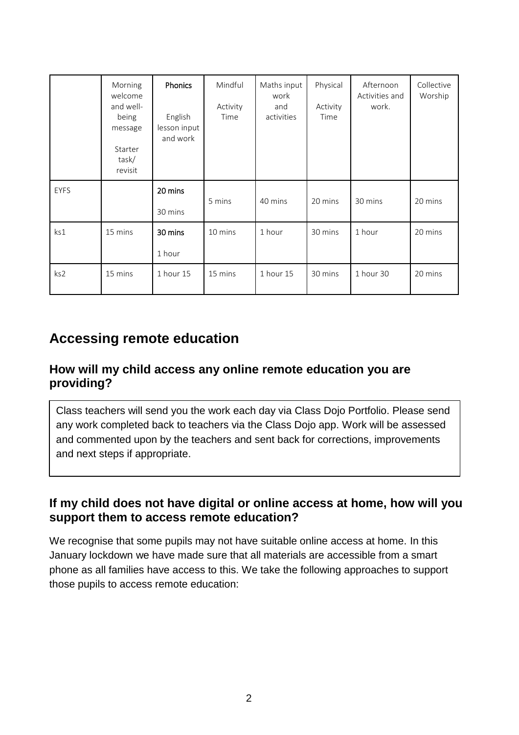| | Morning welcome and well-being message<br><br>Starter task/ revisit | **Phonics**<br><br>English lesson input and work | Mindful<br><br>Activity Time | Maths input work and activities | Physical<br><br>Activity Time | Afternoon Activities and work. | Collective Worship |
|---|---|---|---|---|---|---|---|
| EYFS | | **20 mins**<br><br>30 mins | 5 mins | 40 mins | 20 mins | 30 mins | 20 mins |
| ks1 | 15 mins | **30 mins**<br><br>1 hour | 10 mins | 1 hour | 30 mins | 1 hour | 20 mins |
| ks2 | 15 mins | 1 hour 15 | 15 mins | 1 hour 15 | 30 mins | 1 hour 30 | 20 mins |

## Accessing remote education

### How will my child access any online remote education you are providing?

Class teachers will send you the work each day via Class Dojo Portfolio. Please send any work completed back to teachers via the Class Dojo app. Work will be assessed and commented upon by the teachers and sent back for corrections, improvements and next steps if appropriate.

### If my child does not have digital or online access at home, how will you support them to access remote education?

We recognise that some pupils may not have suitable online access at home. In this January lockdown we have made sure that all materials are accessible from a smart phone as all families have access to this. We take the following approaches to support those pupils to access remote education: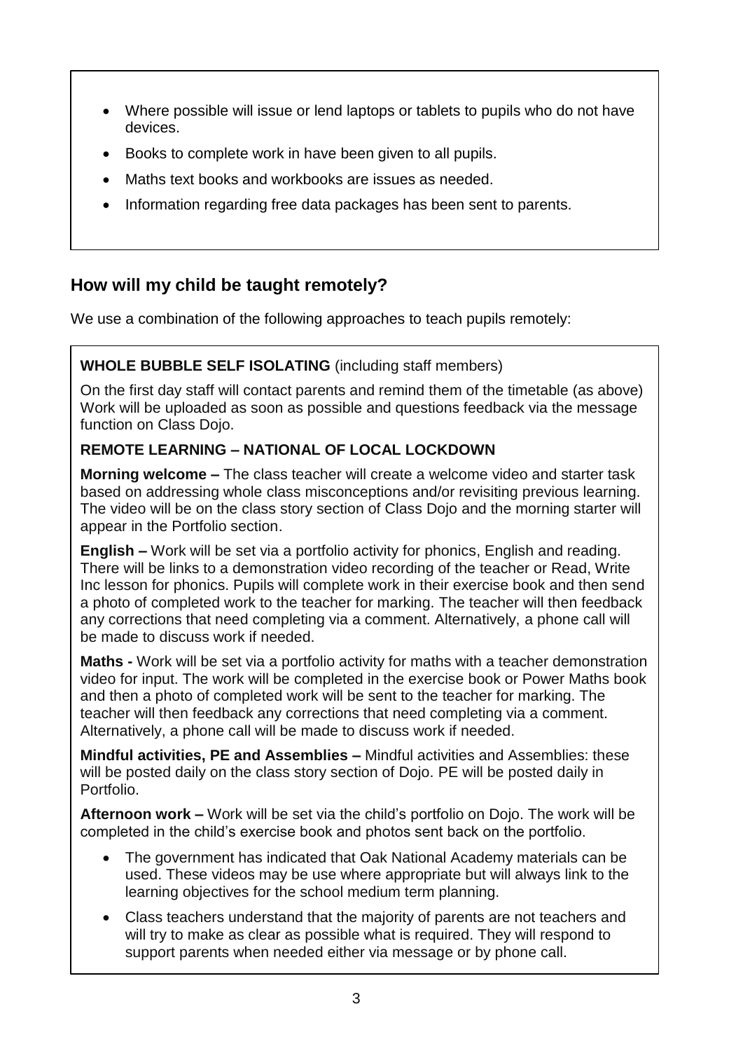- Where possible will issue or lend laptops or tablets to pupils who do not have devices.
- Books to complete work in have been given to all pupils.
- Maths text books and workbooks are issues as needed.
- Information regarding free data packages has been sent to parents.

## How will my child be taught remotely?

We use a combination of the following approaches to teach pupils remotely:

**WHOLE BUBBLE SELF ISOLATING** (including staff members)

On the first day staff will contact parents and remind them of the timetable (as above) Work will be uploaded as soon as possible and questions feedback via the message function on Class Dojo.

**REMOTE LEARNING – NATIONAL OF LOCAL LOCKDOWN**

**Morning welcome –** The class teacher will create a welcome video and starter task based on addressing whole class misconceptions and/or revisiting previous learning. The video will be on the class story section of Class Dojo and the morning starter will appear in the Portfolio section.

**English –** Work will be set via a portfolio activity for phonics, English and reading. There will be links to a demonstration video recording of the teacher or Read, Write Inc lesson for phonics. Pupils will complete work in their exercise book and then send a photo of completed work to the teacher for marking. The teacher will then feedback any corrections that need completing via a comment. Alternatively, a phone call will be made to discuss work if needed.

**Maths -** Work will be set via a portfolio activity for maths with a teacher demonstration video for input. The work will be completed in the exercise book or Power Maths book and then a photo of completed work will be sent to the teacher for marking. The teacher will then feedback any corrections that need completing via a comment. Alternatively, a phone call will be made to discuss work if needed.

**Mindful activities, PE and Assemblies –** Mindful activities and Assemblies: these will be posted daily on the class story section of Dojo. PE will be posted daily in Portfolio.

**Afternoon work –** Work will be set via the child's portfolio on Dojo. The work will be completed in the child's exercise book and photos sent back on the portfolio.

- The government has indicated that Oak National Academy materials can be used. These videos may be use where appropriate but will always link to the learning objectives for the school medium term planning.
- Class teachers understand that the majority of parents are not teachers and will try to make as clear as possible what is required. They will respond to support parents when needed either via message or by phone call.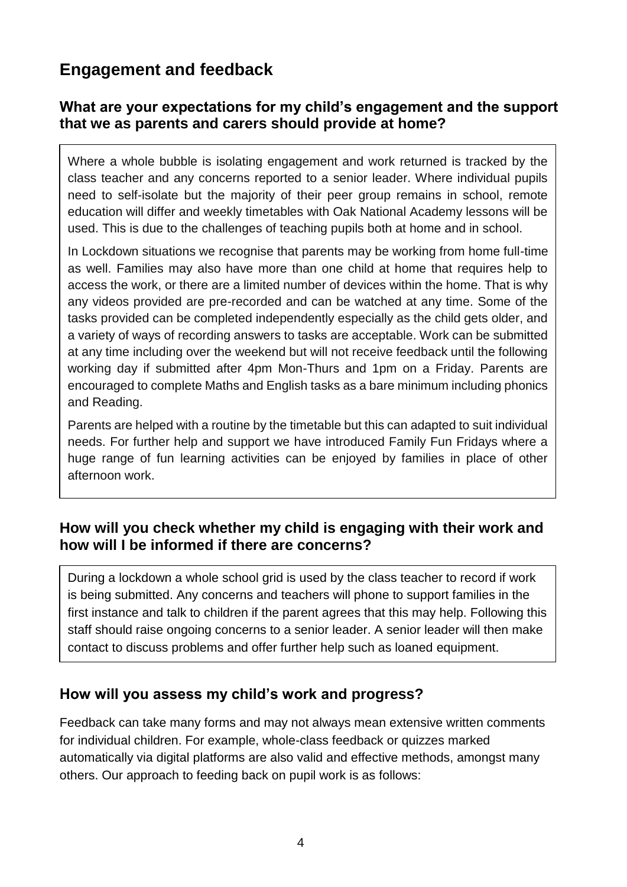## Engagement and feedback

### What are your expectations for my child's engagement and the support that we as parents and carers should provide at home?

Where a whole bubble is isolating engagement and work returned is tracked by the class teacher and any concerns reported to a senior leader. Where individual pupils need to self-isolate but the majority of their peer group remains in school, remote education will differ and weekly timetables with Oak National Academy lessons will be used. This is due to the challenges of teaching pupils both at home and in school.

In Lockdown situations we recognise that parents may be working from home full-time as well. Families may also have more than one child at home that requires help to access the work, or there are a limited number of devices within the home. That is why any videos provided are pre-recorded and can be watched at any time. Some of the tasks provided can be completed independently especially as the child gets older, and a variety of ways of recording answers to tasks are acceptable. Work can be submitted at any time including over the weekend but will not receive feedback until the following working day if submitted after 4pm Mon-Thurs and 1pm on a Friday. Parents are encouraged to complete Maths and English tasks as a bare minimum including phonics and Reading.

Parents are helped with a routine by the timetable but this can adapted to suit individual needs. For further help and support we have introduced Family Fun Fridays where a huge range of fun learning activities can be enjoyed by families in place of other afternoon work.

### How will you check whether my child is engaging with their work and how will I be informed if there are concerns?

During a lockdown a whole school grid is used by the class teacher to record if work is being submitted. Any concerns and teachers will phone to support families in the first instance and talk to children if the parent agrees that this may help. Following this staff should raise ongoing concerns to a senior leader. A senior leader will then make contact to discuss problems and offer further help such as loaned equipment.

### How will you assess my child's work and progress?

Feedback can take many forms and may not always mean extensive written comments for individual children. For example, whole-class feedback or quizzes marked automatically via digital platforms are also valid and effective methods, amongst many others. Our approach to feeding back on pupil work is as follows: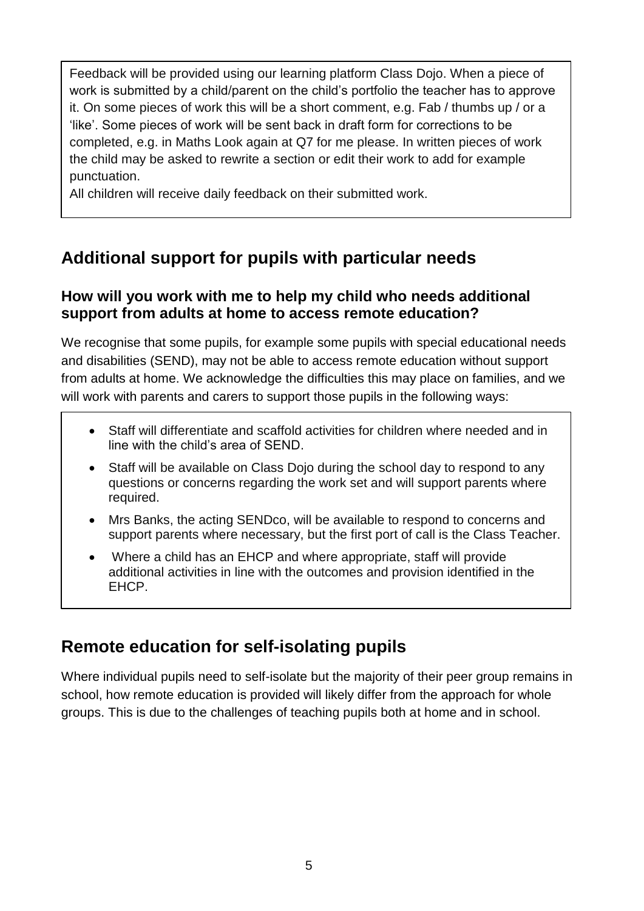Feedback will be provided using our learning platform Class Dojo. When a piece of work is submitted by a child/parent on the child's portfolio the teacher has to approve it. On some pieces of work this will be a short comment, e.g. Fab / thumbs up / or a 'like'. Some pieces of work will be sent back in draft form for corrections to be completed, e.g. in Maths Look again at Q7 for me please. In written pieces of work the child may be asked to rewrite a section or edit their work to add for example punctuation.

All children will receive daily feedback on their submitted work.

## Additional support for pupils with particular needs

### How will you work with me to help my child who needs additional support from adults at home to access remote education?

We recognise that some pupils, for example some pupils with special educational needs and disabilities (SEND), may not be able to access remote education without support from adults at home. We acknowledge the difficulties this may place on families, and we will work with parents and carers to support those pupils in the following ways:

- Staff will differentiate and scaffold activities for children where needed and in line with the child's area of SEND.
- Staff will be available on Class Dojo during the school day to respond to any questions or concerns regarding the work set and will support parents where required.
- Mrs Banks, the acting SENDco, will be available to respond to concerns and support parents where necessary, but the first port of call is the Class Teacher.
- Where a child has an EHCP and where appropriate, staff will provide additional activities in line with the outcomes and provision identified in the EHCP.

## Remote education for self-isolating pupils

Where individual pupils need to self-isolate but the majority of their peer group remains in school, how remote education is provided will likely differ from the approach for whole groups. This is due to the challenges of teaching pupils both at home and in school.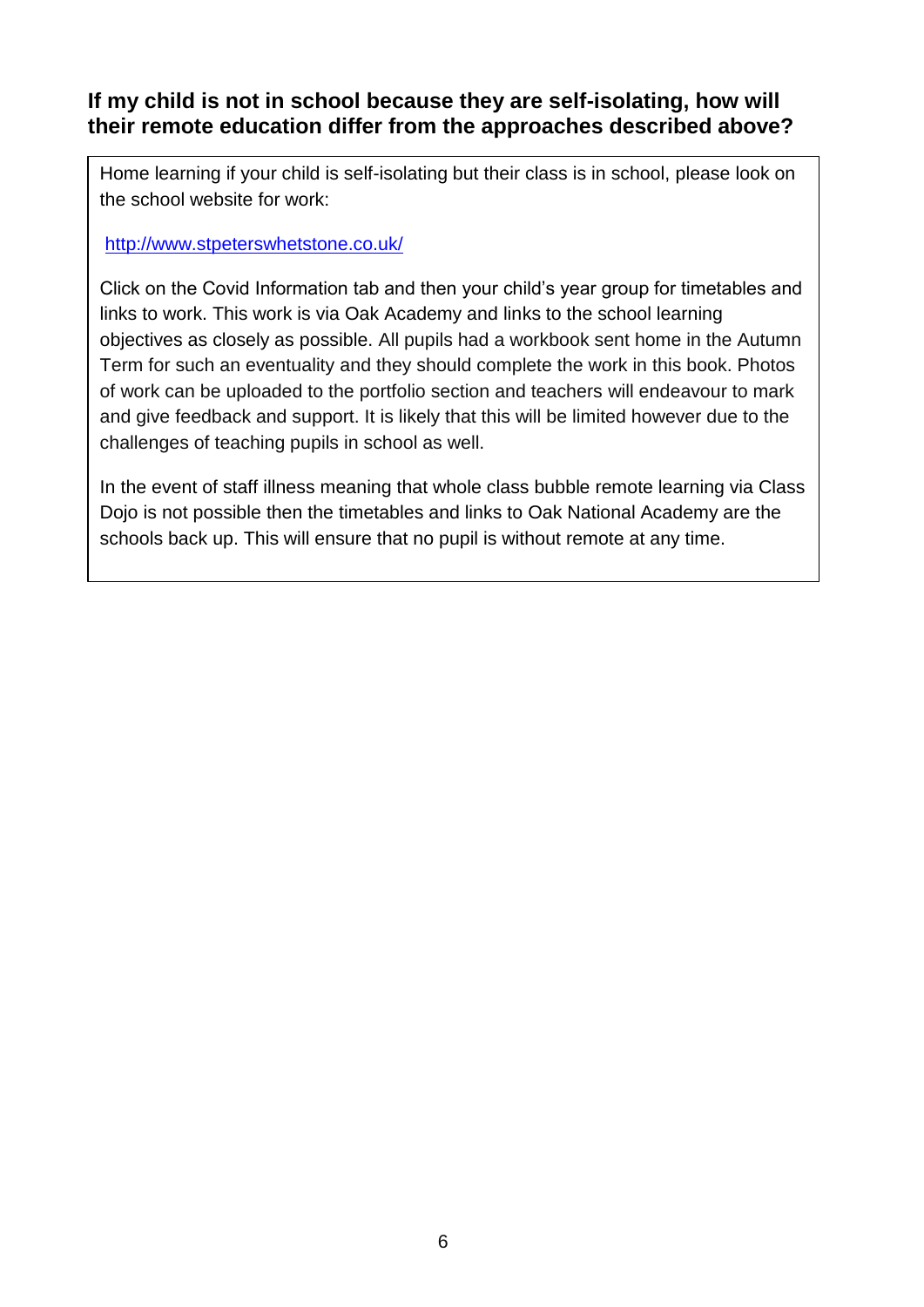## If my child is not in school because they are self-isolating, how will their remote education differ from the approaches described above?

Home learning if your child is self-isolating but their class is in school, please look on the school website for work:

http://www.stpeterswhetstone.co.uk/

Click on the Covid Information tab and then your child's year group for timetables and links to work. This work is via Oak Academy and links to the school learning objectives as closely as possible. All pupils had a workbook sent home in the Autumn Term for such an eventuality and they should complete the work in this book. Photos of work can be uploaded to the portfolio section and teachers will endeavour to mark and give feedback and support. It is likely that this will be limited however due to the challenges of teaching pupils in school as well.

In the event of staff illness meaning that whole class bubble remote learning via Class Dojo is not possible then the timetables and links to Oak National Academy are the schools back up. This will ensure that no pupil is without remote at any time.